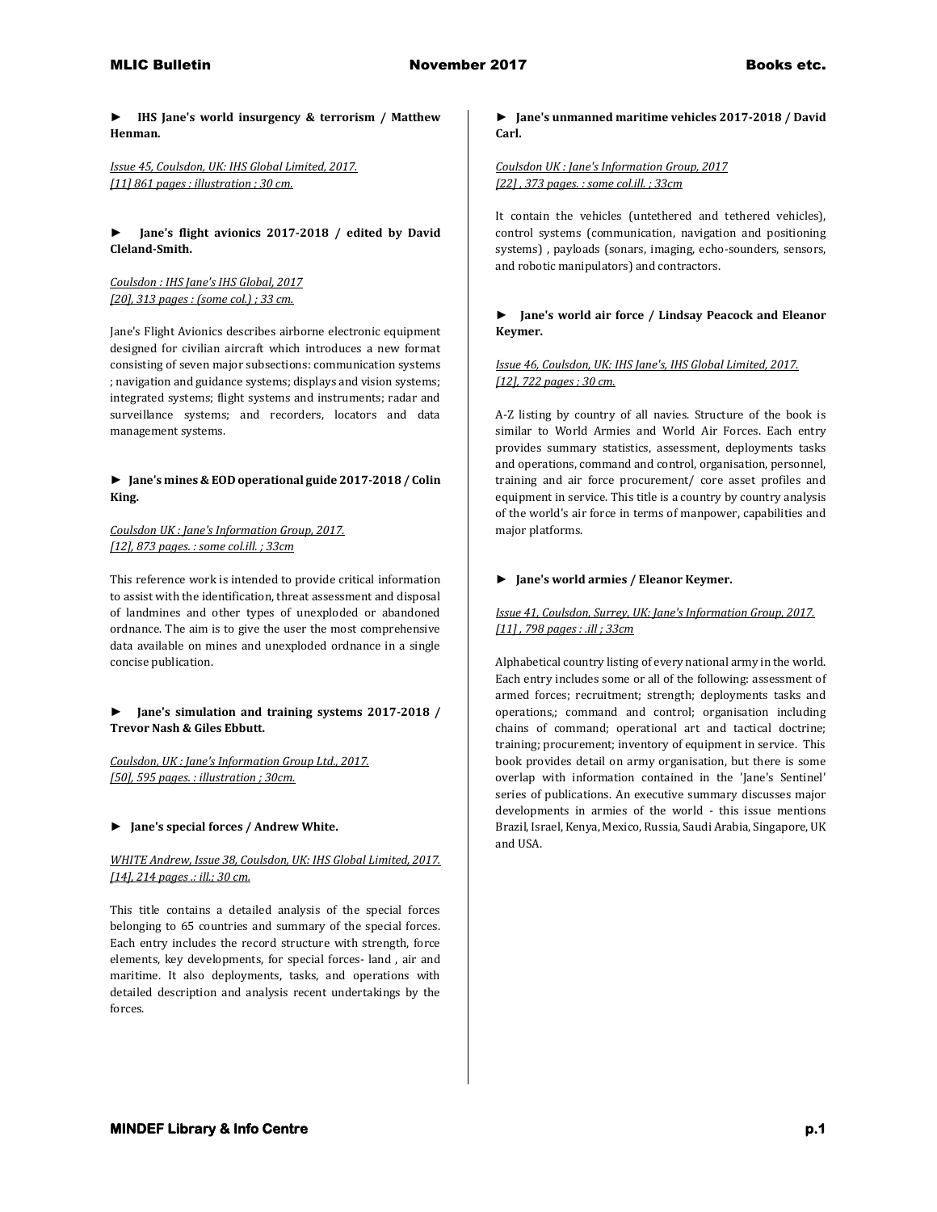► **IHS Jane's world insurgency & terrorism / Matthew Henman.**

*Issue 45, Coulsdon, UK: IHS Global Limited, 2017.*
*[11] 861 pages : illustration ; 30 cm.*

► **Jane's flight avionics 2017-2018 / edited by David Cleland-Smith.**

*Coulsdon : IHS Jane's IHS Global, 2017*
*[20], 313 pages : (some col.) ; 33 cm.*

Jane's Flight Avionics describes airborne electronic equipment designed for civilian aircraft which introduces a new format consisting of seven major subsections: communication systems ; navigation and guidance systems; displays and vision systems; integrated systems; flight systems and instruments; radar and surveillance systems; and recorders, locators and data management systems.

► **Jane's mines & EOD operational guide 2017-2018 / Colin King.**

*Coulsdon UK : Jane's Information Group, 2017.*
*[12], 873 pages. : some col.ill. ; 33cm*

This reference work is intended to provide critical information to assist with the identification, threat assessment and disposal of landmines and other types of unexploded or abandoned ordnance. The aim is to give the user the most comprehensive data available on mines and unexploded ordnance in a single concise publication.

► **Jane's simulation and training systems 2017-2018 / Trevor Nash & Giles Ebbutt.**

*Coulsdon, UK : Jane's Information Group Ltd., 2017.*
*[50], 595 pages. : illustration ; 30cm.*

► **Jane's special forces / Andrew White.**

*WHITE Andrew, Issue 38, Coulsdon, UK: IHS Global Limited, 2017.*
*[14], 214 pages .: ill.; 30 cm.*

This title contains a detailed analysis of the special forces belonging to 65 countries and summary of the special forces. Each entry includes the record structure with strength, force elements, key developments, for special forces- land , air and maritime. It also deployments, tasks, and operations with detailed description and analysis recent undertakings by the forces.

► **Jane's unmanned maritime vehicles 2017-2018 / David Carl.**

*Coulsdon UK : Jane's Information Group, 2017*
*[22] , 373 pages. : some col.ill. ; 33cm*

It contain the vehicles (untethered and tethered vehicles), control systems (communication, navigation and positioning systems) , payloads (sonars, imaging, echo-sounders, sensors, and robotic manipulators) and contractors.

► **Jane's world air force / Lindsay Peacock and Eleanor Keymer.**

*Issue 46, Coulsdon, UK: IHS Jane's, IHS Global Limited, 2017.*
*[12], 722 pages ; 30 cm.*

A-Z listing by country of all navies. Structure of the book is similar to World Armies and World Air Forces. Each entry provides summary statistics, assessment, deployments tasks and operations, command and control, organisation, personnel, training and air force procurement/ core asset profiles and equipment in service. This title is a country by country analysis of the world's air force in terms of manpower, capabilities and major platforms.

► **Jane's world armies / Eleanor Keymer.**

*Issue 41, Coulsdon, Surrey, UK: Jane's Information Group, 2017.*
*[11] , 798 pages : .ill ; 33cm*

Alphabetical country listing of every national army in the world. Each entry includes some or all of the following: assessment of armed forces; recruitment; strength; deployments tasks and operations,; command and control; organisation including chains of command; operational art and tactical doctrine; training; procurement; inventory of equipment in service. This book provides detail on army organisation, but there is some overlap with information contained in the 'Jane's Sentinel' series of publications. An executive summary discusses major developments in armies of the world - this issue mentions Brazil, Israel, Kenya, Mexico, Russia, Saudi Arabia, Singapore, UK and USA.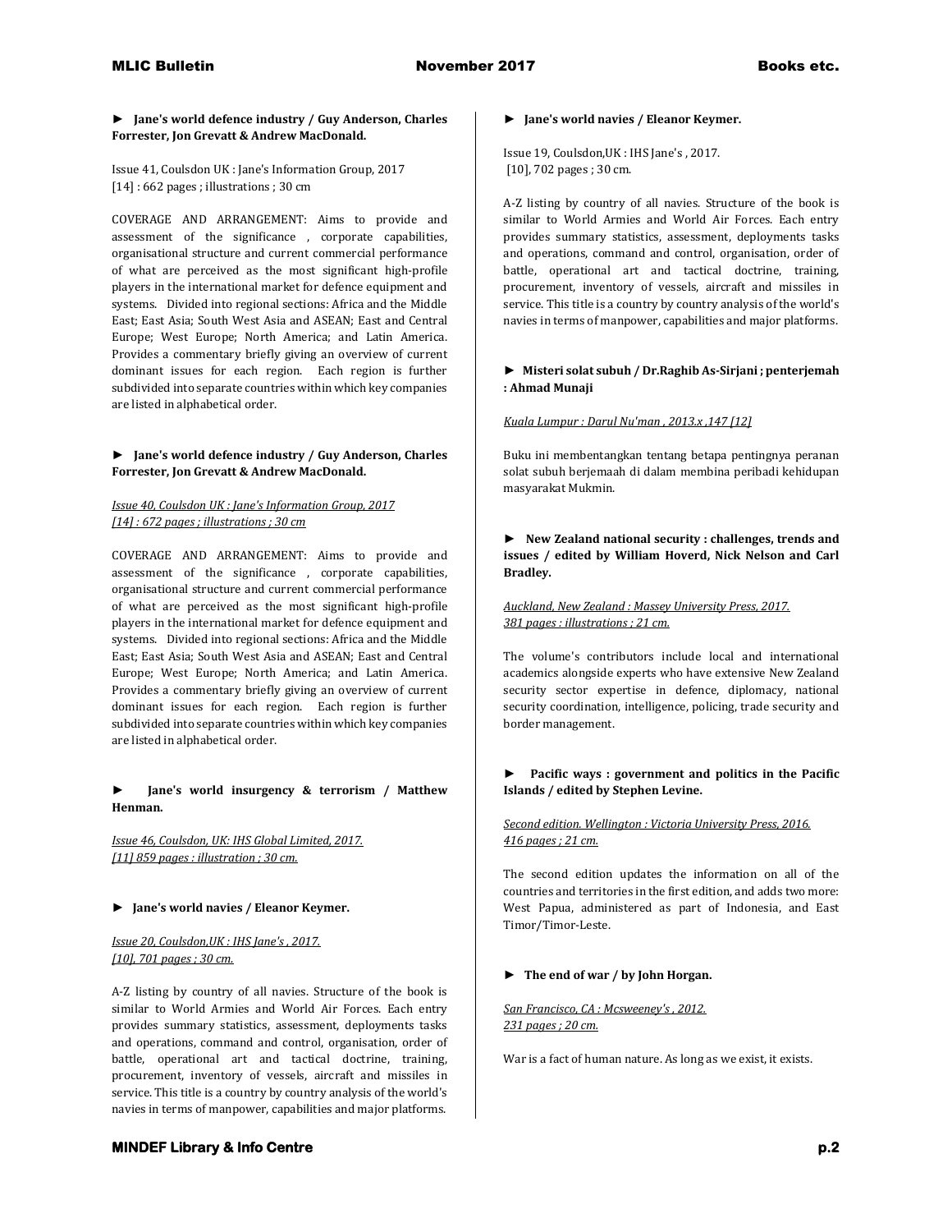► **Jane's world defence industry / Guy Anderson, Charles Forrester, Jon Grevatt & Andrew MacDonald.**

Issue 41, Coulsdon UK : Jane's Information Group, 2017
[14] : 662 pages ; illustrations ; 30 cm

COVERAGE AND ARRANGEMENT: Aims to provide and assessment of the significance , corporate capabilities, organisational structure and current commercial performance of what are perceived as the most significant high-profile players in the international market for defence equipment and systems. Divided into regional sections: Africa and the Middle East; East Asia; South West Asia and ASEAN; East and Central Europe; West Europe; North America; and Latin America. Provides a commentary briefly giving an overview of current dominant issues for each region. Each region is further subdivided into separate countries within which key companies are listed in alphabetical order.

► **Jane's world defence industry / Guy Anderson, Charles Forrester, Jon Grevatt & Andrew MacDonald.**

Issue 40, Coulsdon UK : Jane's Information Group, 2017
[14] : 672 pages ; illustrations ; 30 cm

COVERAGE AND ARRANGEMENT: Aims to provide and assessment of the significance , corporate capabilities, organisational structure and current commercial performance of what are perceived as the most significant high-profile players in the international market for defence equipment and systems. Divided into regional sections: Africa and the Middle East; East Asia; South West Asia and ASEAN; East and Central Europe; West Europe; North America; and Latin America. Provides a commentary briefly giving an overview of current dominant issues for each region. Each region is further subdivided into separate countries within which key companies are listed in alphabetical order.

► **Jane's world insurgency & terrorism / Matthew Henman.**

Issue 46, Coulsdon, UK: IHS Global Limited, 2017.
[11] 859 pages : illustration ; 30 cm.

► **Jane's world navies / Eleanor Keymer.**

Issue 20, Coulsdon,UK : IHS Jane's , 2017.
[10], 701 pages ; 30 cm.

A-Z listing by country of all navies. Structure of the book is similar to World Armies and World Air Forces. Each entry provides summary statistics, assessment, deployments tasks and operations, command and control, organisation, order of battle, operational art and tactical doctrine, training, procurement, inventory of vessels, aircraft and missiles in service. This title is a country by country analysis of the world's navies in terms of manpower, capabilities and major platforms.

► **Jane's world navies / Eleanor Keymer.**

Issue 19, Coulsdon,UK : IHS Jane's , 2017.
[10], 702 pages ; 30 cm.

A-Z listing by country of all navies. Structure of the book is similar to World Armies and World Air Forces. Each entry provides summary statistics, assessment, deployments tasks and operations, command and control, organisation, order of battle, operational art and tactical doctrine, training, procurement, inventory of vessels, aircraft and missiles in service. This title is a country by country analysis of the world's navies in terms of manpower, capabilities and major platforms.

► **Misteri solat subuh / Dr.Raghib As-Sirjani ; penterjemah : Ahmad Munaji**

Kuala Lumpur : Darul Nu'man , 2013.x ,147 [12]

Buku ini membentangkan tentang betapa pentingnya peranan solat subuh berjemaah di dalam membina peribadi kehidupan masyarakat Mukmin.

► **New Zealand national security : challenges, trends and issues / edited by William Hoverd, Nick Nelson and Carl Bradley.**

Auckland, New Zealand : Massey University Press, 2017.
381 pages : illustrations ; 21 cm.

The volume's contributors include local and international academics alongside experts who have extensive New Zealand security sector expertise in defence, diplomacy, national security coordination, intelligence, policing, trade security and border management.

► **Pacific ways : government and politics in the Pacific Islands / edited by Stephen Levine.**

Second edition. Wellington : Victoria University Press, 2016.
416 pages ; 21 cm.

The second edition updates the information on all of the countries and territories in the first edition, and adds two more: West Papua, administered as part of Indonesia, and East Timor/Timor-Leste.

► **The end of war / by John Horgan.**

San Francisco, CA : Mcsweeney's , 2012.
231 pages ; 20 cm.

War is a fact of human nature. As long as we exist, it exists.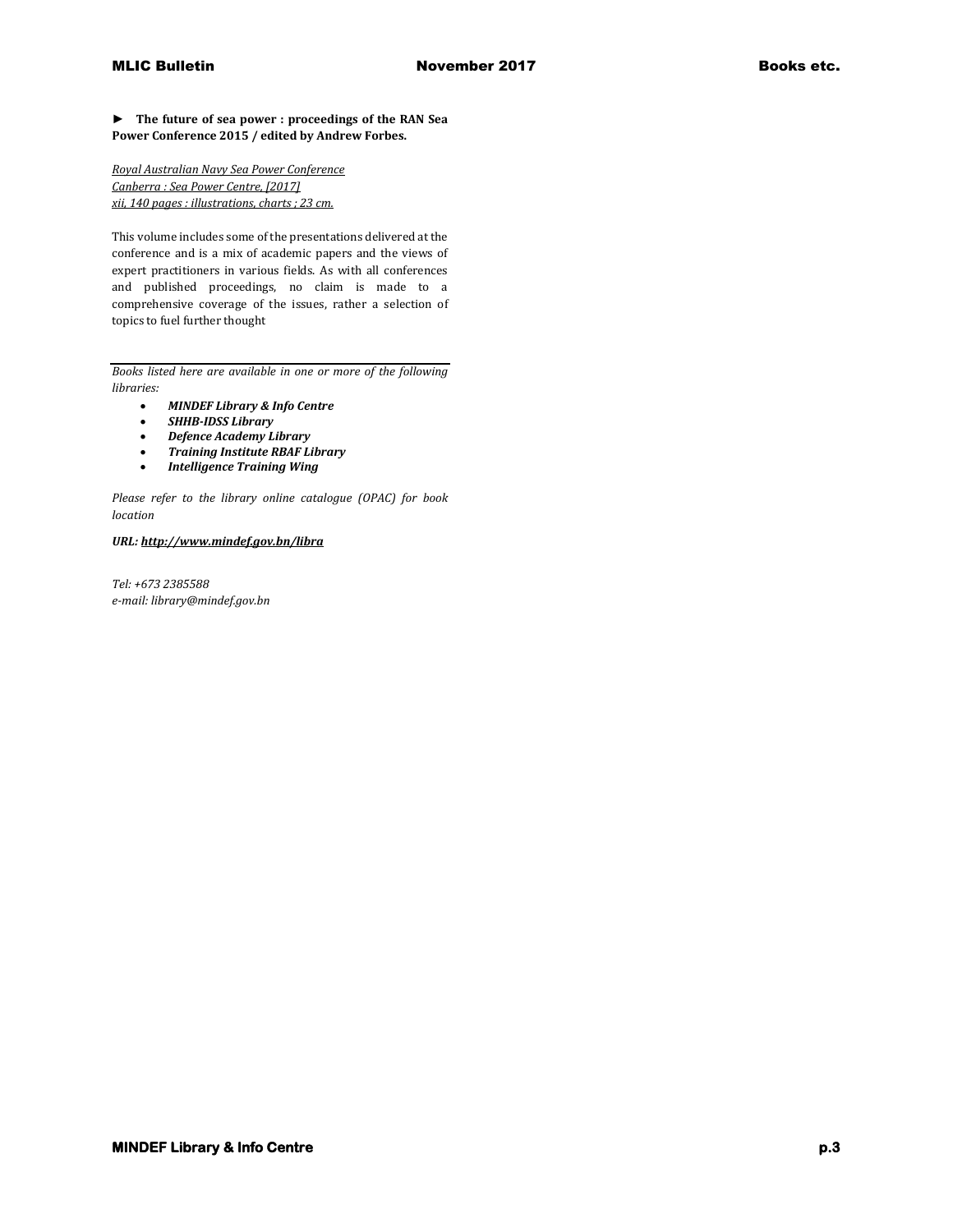► **The future of sea power : proceedings of the RAN Sea Power Conference 2015 / edited by Andrew Forbes.**

*Royal Australian Navy Sea Power Conference*
*Canberra : Sea Power Centre, [2017]*
*xii, 140 pages : illustrations, charts ; 23 cm.*

This volume includes some of the presentations delivered at the conference and is a mix of academic papers and the views of expert practitioners in various fields. As with all conferences and published proceedings, no claim is made to a comprehensive coverage of the issues, rather a selection of topics to fuel further thought

---

*Books listed here are available in one or more of the following libraries:*

- ***MINDEF Library & Info Centre***
- ***SHHB-IDSS Library***
- ***Defence Academy Library***
- ***Training Institute RBAF Library***
- ***Intelligence Training Wing***

*Please refer to the library online catalogue (OPAC) for book location*

***URL: http://www.mindef.gov.bn/libra***

*Tel: +673 2385588*
*e-mail: library@mindef.gov.bn*